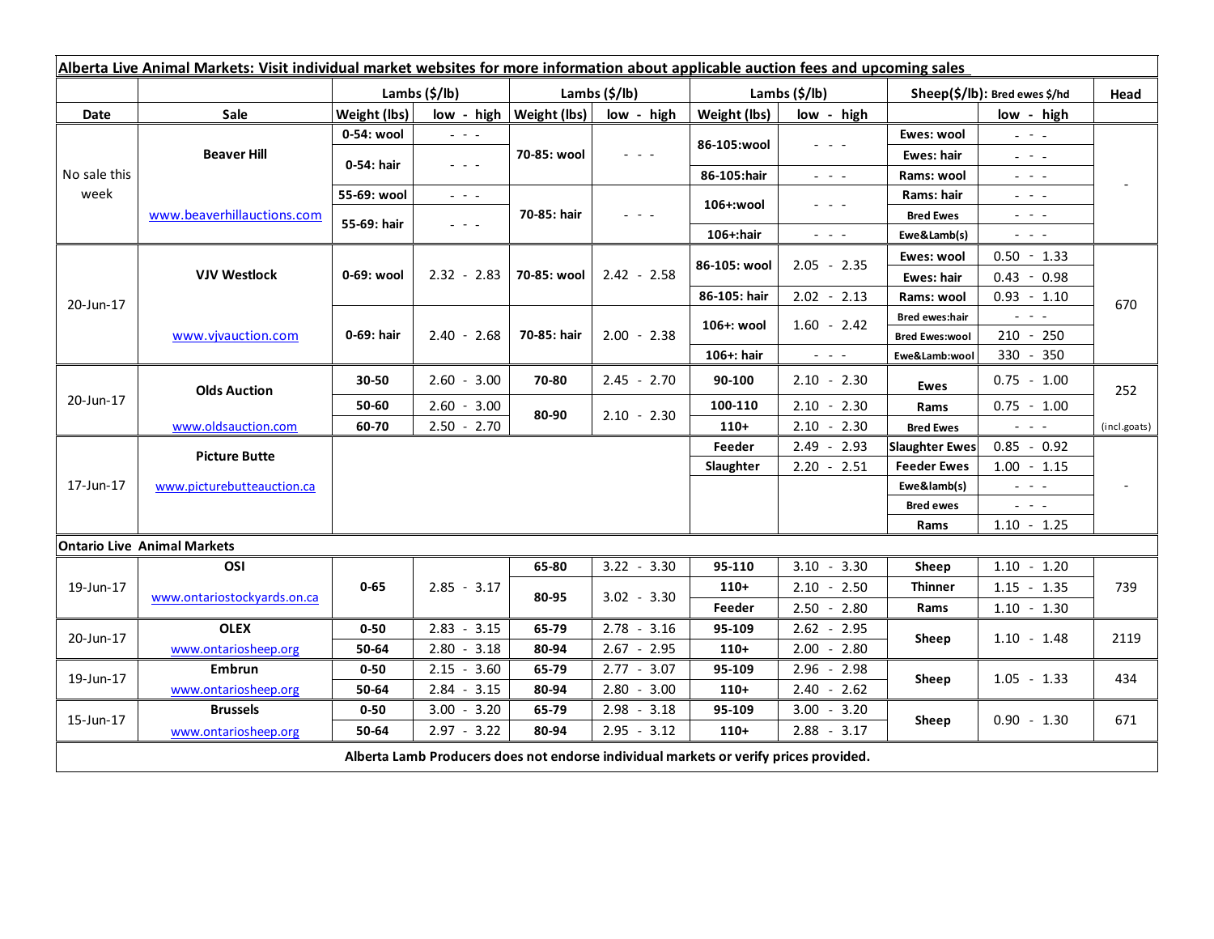**Alberta Live Animal Markets: Visit individual market websites for more information about applicable auction fees and upcoming sales**

| | | Lambs ($/lb) | | Lambs ($/lb) | | Lambs ($/lb) | | Sheep($/lb): Bred ewes $/hd | | Head |
|---|---|---|---|---|---|---|---|---|---|---|
| Date | Sale | Weight (lbs) | low - high | Weight (lbs) | low - high | Weight (lbs) | low - high | | low - high | |
| No sale this week | Beaver Hill | 0-54: wool | - - - | 70-85: wool | - - - | 86-105:wool | - - - | Ewes: wool | - - - | - |
| | | 0-54: hair | - - - | | | | | Ewes: hair | - - - | |
| | | | | | | 86-105:hair | - - - | Rams: wool | - - - | |
| | | 55-69: wool | - - - | 70-85: hair | - - - | 106+:wool | - - - | Rams: hair | - - - | |
| | www.beaverhillauctions.com | 55-69: hair | - - - | | | | | Bred Ewes | - - - | |
| | | | | | | 106+:hair | - - - | Ewe&Lamb(s) | - - - | |
| 20-Jun-17 | VJV Westlock | 0-69: wool | 2.32 - 2.83 | 70-85: wool | 2.42 - 2.58 | 86-105: wool | 2.05 - 2.35 | Ewes: wool | 0.50 - 1.33 | 670 |
| | | | | | | | | Ewes: hair | 0.43 - 0.98 | |
| | | | | | | 86-105: hair | 2.02 - 2.13 | Rams: wool | 0.93 - 1.10 | |
| | www.vjvauction.com | 0-69: hair | 2.40 - 2.68 | 70-85: hair | 2.00 - 2.38 | 106+: wool | 1.60 - 2.42 | Bred ewes:hair | - - - | |
| | | | | | | | | Bred Ewes:wool | 210 - 250 | |
| | | | | | | 106+: hair | - - - | Ewe&Lamb:wool | 330 - 350 | |
| 20-Jun-17 | Olds Auction | 30-50 | 2.60 - 3.00 | 70-80 | 2.45 - 2.70 | 90-100 | 2.10 - 2.30 | Ewes | 0.75 - 1.00 | 252 |
| | | 50-60 | 2.60 - 3.00 | 80-90 | 2.10 - 2.30 | 100-110 | 2.10 - 2.30 | Rams | 0.75 - 1.00 | |
| | www.oldsauction.com | 60-70 | 2.50 - 2.70 | | | 110+ | 2.10 - 2.30 | Bred Ewes | - - - | (incl.goats) |
| 17-Jun-17 | Picture Butte | | | | | Feeder | 2.49 - 2.93 | Slaughter Ewes | 0.85 - 0.92 | - |
| | | | | | | Slaughter | 2.20 - 2.51 | Feeder Ewes | 1.00 - 1.15 | |
| | www.picturebutteauction.ca | | | | | | | Ewe&lamb(s) | - - - | |
| | | | | | | | | Bred ewes | - - - | |
| | | | | | | | | Rams | 1.10 - 1.25 | |
| **Ontario Live Animal Markets** | | | | | | | | | | |
| 19-Jun-17 | OSI | 0-65 | 2.85 - 3.17 | 65-80 | 3.22 - 3.30 | 95-110 | 3.10 - 3.30 | Sheep | 1.10 - 1.20 | 739 |
| | www.ontariostockyards.on.ca | | | 80-95 | 3.02 - 3.30 | 110+ | 2.10 - 2.50 | Thinner | 1.15 - 1.35 | |
| | | | | | | Feeder | 2.50 - 2.80 | Rams | 1.10 - 1.30 | |
| 20-Jun-17 | OLEX | 0-50 | 2.83 - 3.15 | 65-79 | 2.78 - 3.16 | 95-109 | 2.62 - 2.95 | Sheep | 1.10 - 1.48 | 2119 |
| | www.ontariosheep.org | 50-64 | 2.80 - 3.18 | 80-94 | 2.67 - 2.95 | 110+ | 2.00 - 2.80 | | | |
| 19-Jun-17 | Embrun | 0-50 | 2.15 - 3.60 | 65-79 | 2.77 - 3.07 | 95-109 | 2.96 - 2.98 | Sheep | 1.05 - 1.33 | 434 |
| | www.ontariosheep.org | 50-64 | 2.84 - 3.15 | 80-94 | 2.80 - 3.00 | 110+ | 2.40 - 2.62 | | | |
| 15-Jun-17 | Brussels | 0-50 | 3.00 - 3.20 | 65-79 | 2.98 - 3.18 | 95-109 | 3.00 - 3.20 | Sheep | 0.90 - 1.30 | 671 |
| | www.ontariosheep.org | 50-64 | 2.97 - 3.22 | 80-94 | 2.95 - 3.12 | 110+ | 2.88 - 3.17 | | | |

**Alberta Lamb Producers does not endorse individual markets or verify prices provided.**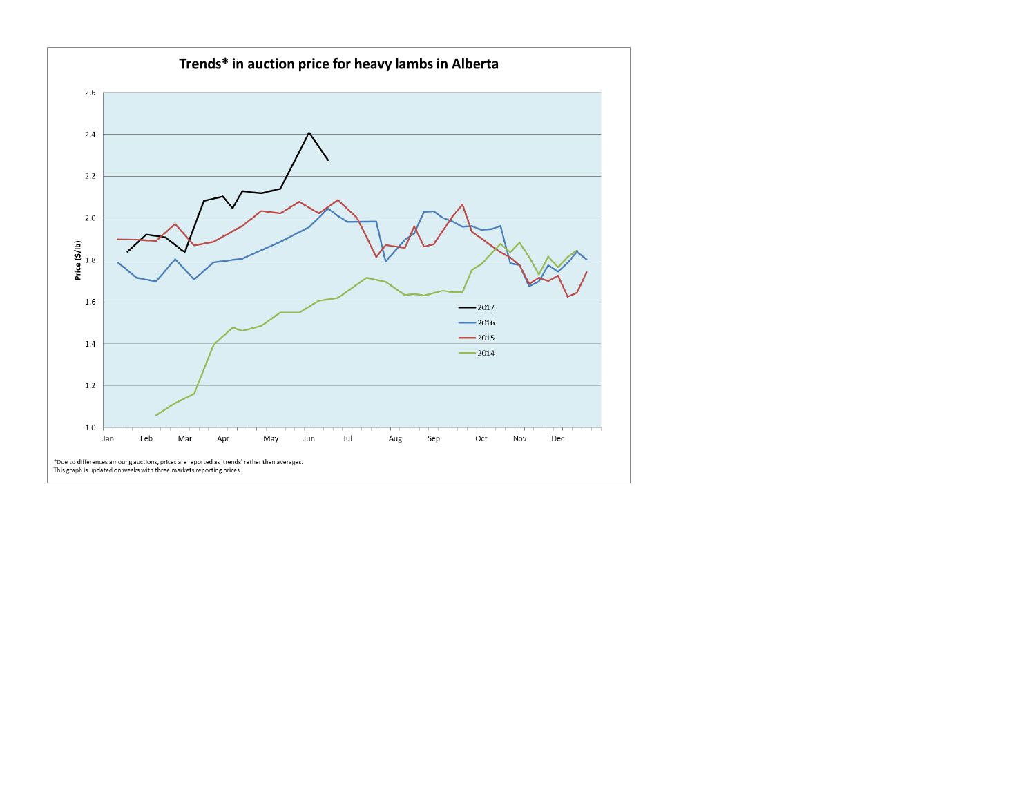# Trends* in auction price for heavy lambs in Alberta

Price ($/lb)

2.6
2.4
2.2
2.0
1.8
1.6
1.4
1.2
1.0

Jan Feb Mar Apr May Jun Jul Aug Sep Oct Nov Dec

2017
2016
2015
2014

*Due to differences amoung auctions, prices are reported as 'trends' rather than averages.
This graph is updated on weeks with three markets reporting prices.